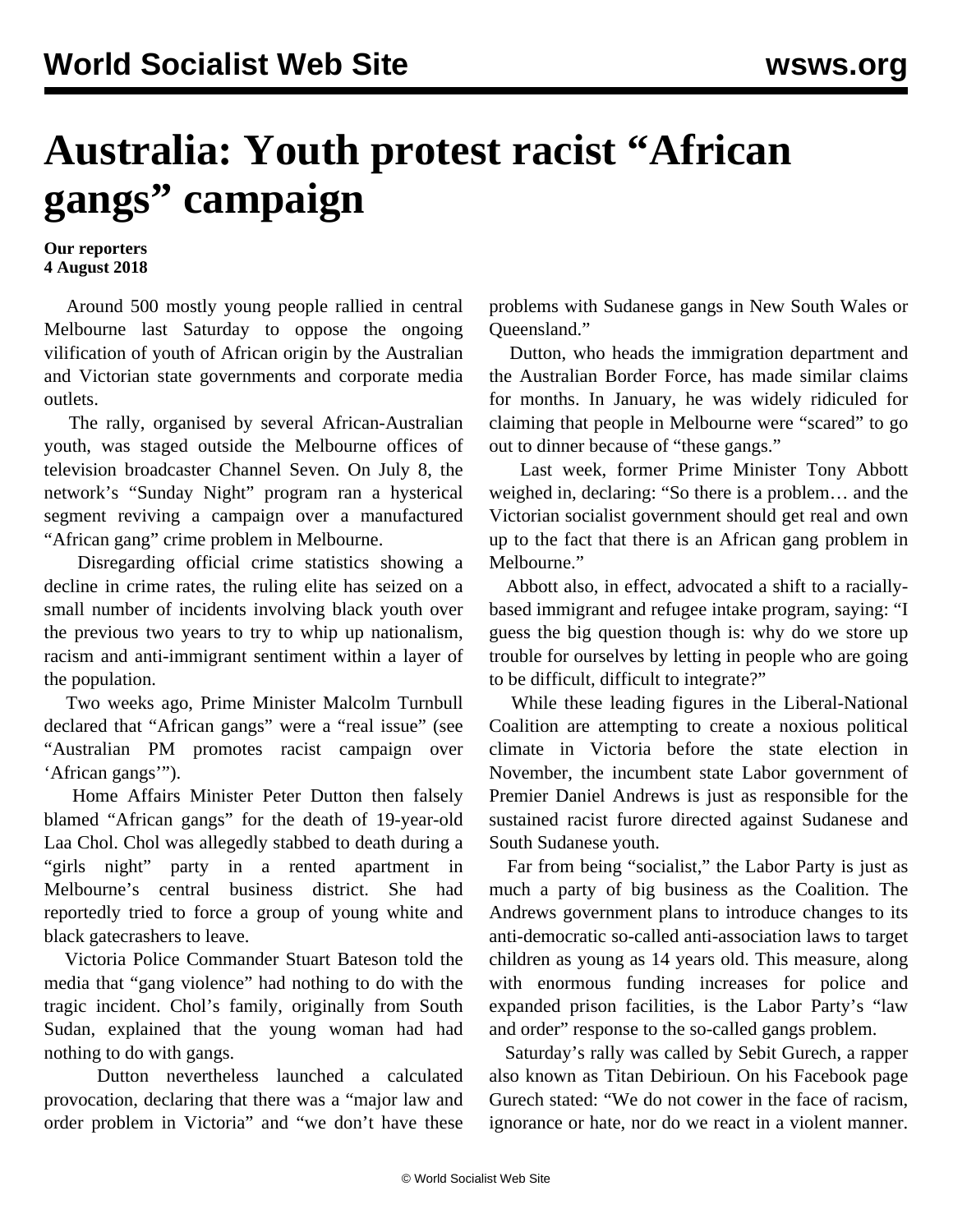# Australia: Youth protest racist "African gangs" campaign

**Our reporters**
**4 August 2018**

Around 500 mostly young people rallied in central Melbourne last Saturday to oppose the ongoing vilification of youth of African origin by the Australian and Victorian state governments and corporate media outlets.

The rally, organised by several African-Australian youth, was staged outside the Melbourne offices of television broadcaster Channel Seven. On July 8, the network's "Sunday Night" program ran a hysterical segment reviving a campaign over a manufactured "African gang" crime problem in Melbourne.

Disregarding official crime statistics showing a decline in crime rates, the ruling elite has seized on a small number of incidents involving black youth over the previous two years to try to whip up nationalism, racism and anti-immigrant sentiment within a layer of the population.

Two weeks ago, Prime Minister Malcolm Turnbull declared that "African gangs" were a "real issue" (see "Australian PM promotes racist campaign over 'African gangs'").

Home Affairs Minister Peter Dutton then falsely blamed "African gangs" for the death of 19-year-old Laa Chol. Chol was allegedly stabbed to death during a "girls night" party in a rented apartment in Melbourne's central business district. She had reportedly tried to force a group of young white and black gatecrashers to leave.

Victoria Police Commander Stuart Bateson told the media that "gang violence" had nothing to do with the tragic incident. Chol's family, originally from South Sudan, explained that the young woman had had nothing to do with gangs.

Dutton nevertheless launched a calculated provocation, declaring that there was a "major law and order problem in Victoria" and "we don't have these problems with Sudanese gangs in New South Wales or Queensland."

Dutton, who heads the immigration department and the Australian Border Force, has made similar claims for months. In January, he was widely ridiculed for claiming that people in Melbourne were "scared" to go out to dinner because of "these gangs."

Last week, former Prime Minister Tony Abbott weighed in, declaring: "So there is a problem… and the Victorian socialist government should get real and own up to the fact that there is an African gang problem in Melbourne."

Abbott also, in effect, advocated a shift to a racially-based immigrant and refugee intake program, saying: "I guess the big question though is: why do we store up trouble for ourselves by letting in people who are going to be difficult, difficult to integrate?"

While these leading figures in the Liberal-National Coalition are attempting to create a noxious political climate in Victoria before the state election in November, the incumbent state Labor government of Premier Daniel Andrews is just as responsible for the sustained racist furore directed against Sudanese and South Sudanese youth.

Far from being "socialist," the Labor Party is just as much a party of big business as the Coalition. The Andrews government plans to introduce changes to its anti-democratic so-called anti-association laws to target children as young as 14 years old. This measure, along with enormous funding increases for police and expanded prison facilities, is the Labor Party's "law and order" response to the so-called gangs problem.

Saturday's rally was called by Sebit Gurech, a rapper also known as Titan Debirioun. On his Facebook page Gurech stated: "We do not cower in the face of racism, ignorance or hate, nor do we react in a violent manner.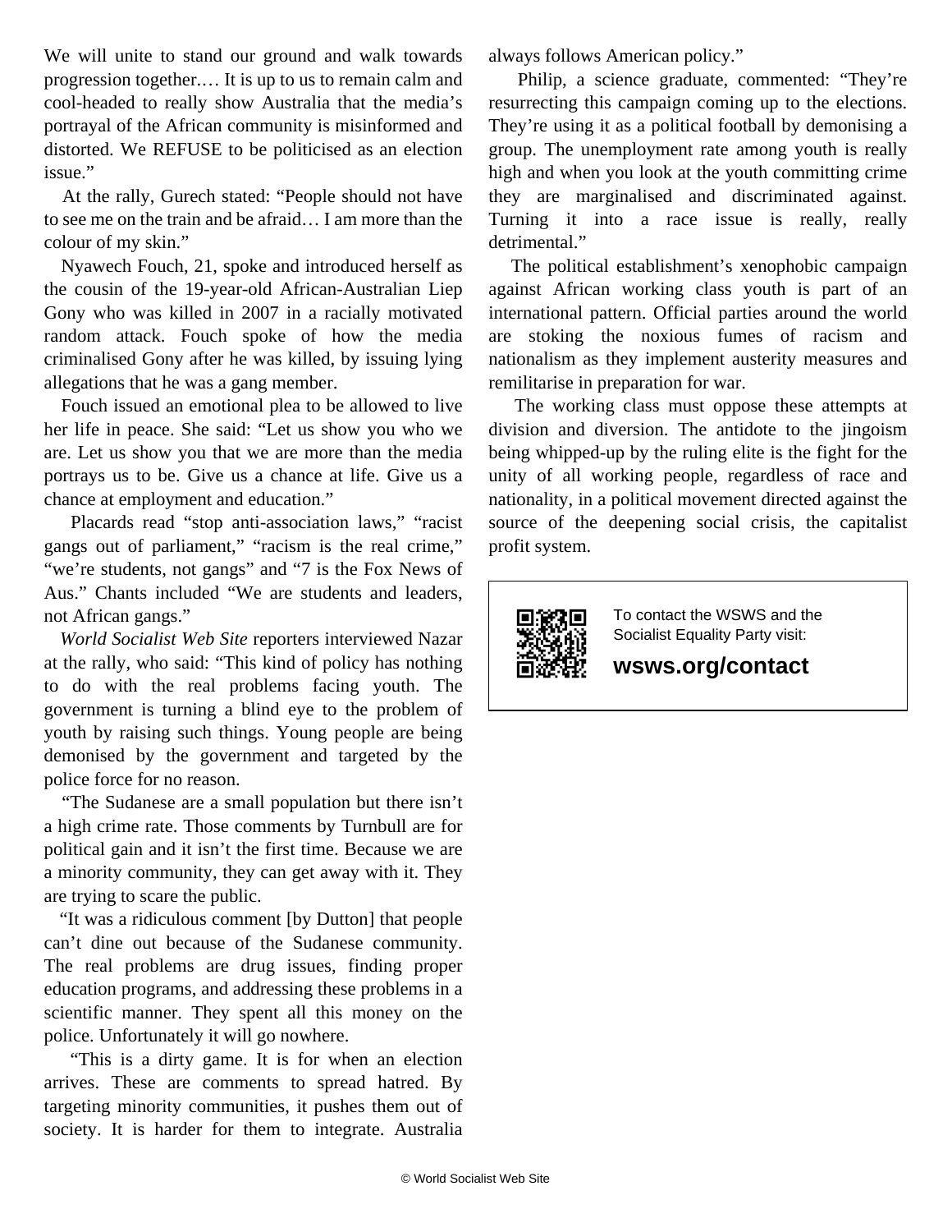We will unite to stand our ground and walk towards progression together.… It is up to us to remain calm and cool-headed to really show Australia that the media's portrayal of the African community is misinformed and distorted. We REFUSE to be politicised as an election issue."

At the rally, Gurech stated: "People should not have to see me on the train and be afraid… I am more than the colour of my skin."

Nyawech Fouch, 21, spoke and introduced herself as the cousin of the 19-year-old African-Australian Liep Gony who was killed in 2007 in a racially motivated random attack. Fouch spoke of how the media criminalised Gony after he was killed, by issuing lying allegations that he was a gang member.

Fouch issued an emotional plea to be allowed to live her life in peace. She said: "Let us show you who we are. Let us show you that we are more than the media portrays us to be. Give us a chance at life. Give us a chance at employment and education."

Placards read "stop anti-association laws," "racist gangs out of parliament," "racism is the real crime," "we're students, not gangs" and "7 is the Fox News of Aus." Chants included "We are students and leaders, not African gangs."

*World Socialist Web Site* reporters interviewed Nazar at the rally, who said: "This kind of policy has nothing to do with the real problems facing youth. The government is turning a blind eye to the problem of youth by raising such things. Young people are being demonised by the government and targeted by the police force for no reason.

"The Sudanese are a small population but there isn't a high crime rate. Those comments by Turnbull are for political gain and it isn't the first time. Because we are a minority community, they can get away with it. They are trying to scare the public.

"It was a ridiculous comment [by Dutton] that people can't dine out because of the Sudanese community. The real problems are drug issues, finding proper education programs, and addressing these problems in a scientific manner. They spent all this money on the police. Unfortunately it will go nowhere.

"This is a dirty game. It is for when an election arrives. These are comments to spread hatred. By targeting minority communities, it pushes them out of society. It is harder for them to integrate. Australia always follows American policy."

Philip, a science graduate, commented: "They're resurrecting this campaign coming up to the elections. They're using it as a political football by demonising a group. The unemployment rate among youth is really high and when you look at the youth committing crime they are marginalised and discriminated against. Turning it into a race issue is really, really detrimental."

The political establishment's xenophobic campaign against African working class youth is part of an international pattern. Official parties around the world are stoking the noxious fumes of racism and nationalism as they implement austerity measures and remilitarise in preparation for war.

The working class must oppose these attempts at division and diversion. The antidote to the jingoism being whipped-up by the ruling elite is the fight for the unity of all working people, regardless of race and nationality, in a political movement directed against the source of the deepening social crisis, the capitalist profit system.

To contact the WSWS and the Socialist Equality Party visit:

**wsws.org/contact**